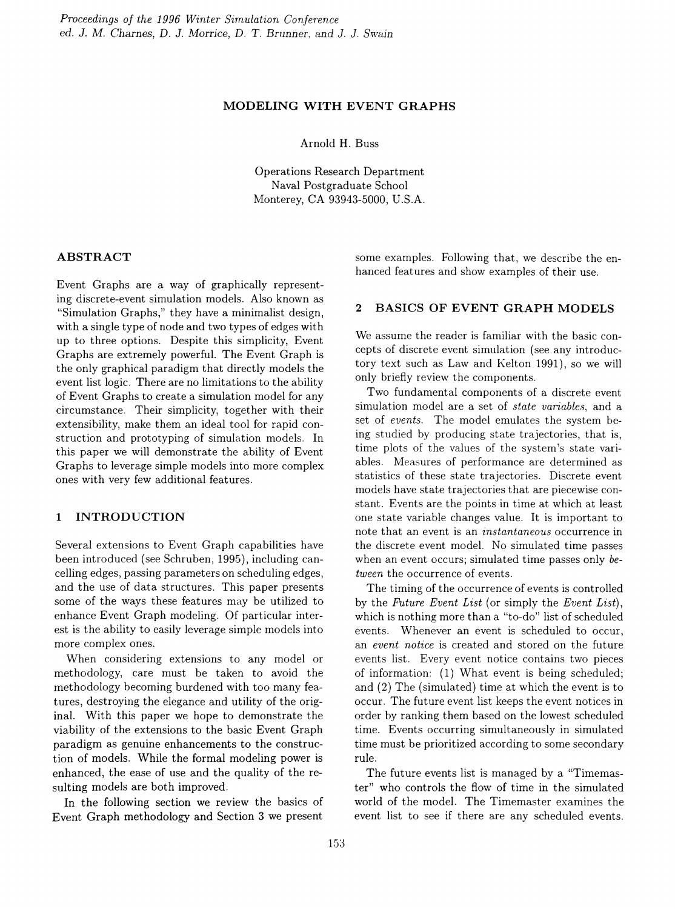*Proceedings of the 1996 Winter Simulation Conference*
*ed. J. M. Charnes, D. J. Morrice, D. T. Brunner, and J. J. Swain*

# MODELING WITH EVENT GRAPHS

Arnold H. Buss

Operations Research Department
Naval Postgraduate School
Monterey, CA 93943-5000, U.S.A.

## ABSTRACT

Event Graphs are a way of graphically representing discrete-event simulation models. Also known as "Simulation Graphs," they have a minimalist design, with a single type of node and two types of edges with up to three options. Despite this simplicity, Event Graphs are extremely powerful. The Event Graph is the only graphical paradigm that directly models the event list logic. There are no limitations to the ability of Event Graphs to create a simulation model for any circumstance. Their simplicity, together with their extensibility, make them an ideal tool for rapid construction and prototyping of simulation models. In this paper we will demonstrate the ability of Event Graphs to leverage simple models into more complex ones with very few additional features.

## 1 INTRODUCTION

Several extensions to Event Graph capabilities have been introduced (see Schruben, 1995), including cancelling edges, passing parameters on scheduling edges, and the use of data structures. This paper presents some of the ways these features may be utilized to enhance Event Graph modeling. Of particular interest is the ability to easily leverage simple models into more complex ones.

When considering extensions to any model or methodology, care must be taken to avoid the methodology becoming burdened with too many features, destroying the elegance and utility of the original. With this paper we hope to demonstrate the viability of the extensions to the basic Event Graph paradigm as genuine enhancements to the construction of models. While the formal modeling power is enhanced, the ease of use and the quality of the resulting models are both improved.

In the following section we review the basics of Event Graph methodology and Section 3 we present some examples. Following that, we describe the enhanced features and show examples of their use.

## 2 BASICS OF EVENT GRAPH MODELS

We assume the reader is familiar with the basic concepts of discrete event simulation (see any introductory text such as Law and Kelton 1991), so we will only briefly review the components.

Two fundamental components of a discrete event simulation model are a set of *state variables*, and a set of *events*. The model emulates the system being studied by producing state trajectories, that is, time plots of the values of the system's state variables. Measures of performance are determined as statistics of these state trajectories. Discrete event models have state trajectories that are piecewise constant. Events are the points in time at which at least one state variable changes value. It is important to note that an event is an *instantaneous* occurrence in the discrete event model. No simulated time passes when an event occurs; simulated time passes only *between* the occurrence of events.

The timing of the occurrence of events is controlled by the *Future Event List* (or simply the *Event List*), which is nothing more than a "to-do" list of scheduled events. Whenever an event is scheduled to occur, an *event notice* is created and stored on the future events list. Every event notice contains two pieces of information: (1) What event is being scheduled; and (2) The (simulated) time at which the event is to occur. The future event list keeps the event notices in order by ranking them based on the lowest scheduled time. Events occurring simultaneously in simulated time must be prioritized according to some secondary rule.

The future events list is managed by a "Timemaster" who controls the flow of time in the simulated world of the model. The Timemaster examines the event list to see if there are any scheduled events.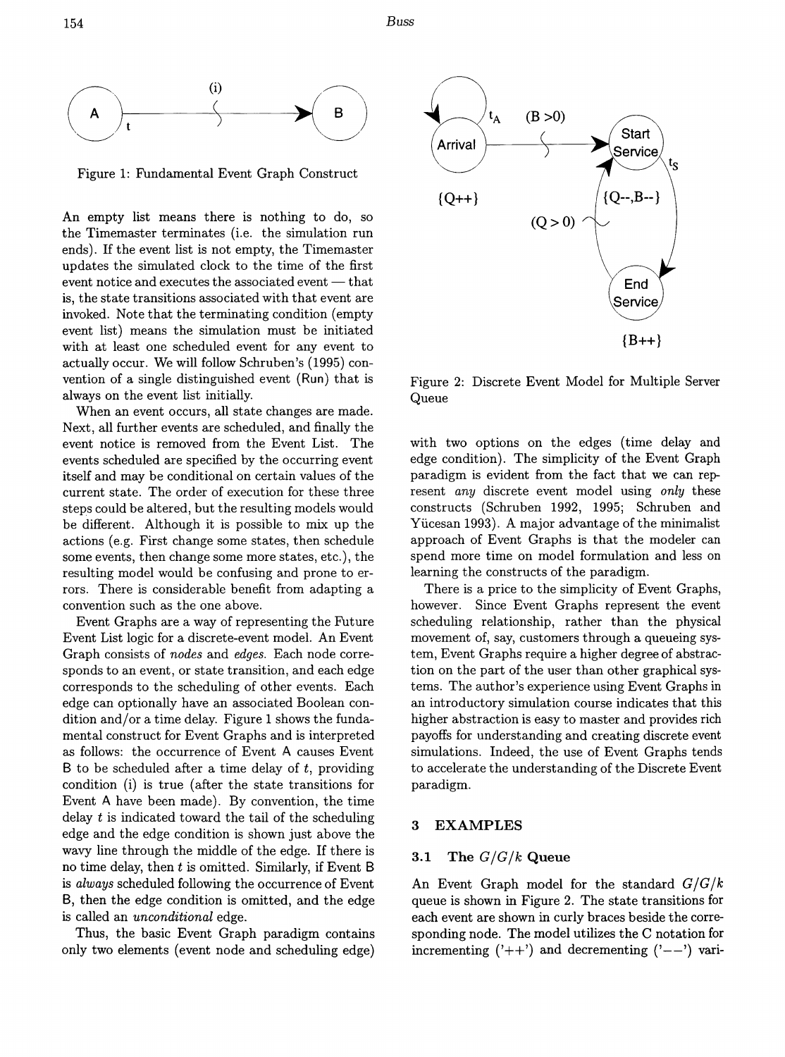Figure 1: Fundamental Event Graph Construct

An empty list means there is nothing to do, so the Timemaster terminates (i.e. the simulation run ends). If the event list is not empty, the Timemaster updates the simulated clock to the time of the first event notice and executes the associated event — that is, the state transitions associated with that event are invoked. Note that the terminating condition (empty event list) means the simulation must be initiated with at least one scheduled event for any event to actually occur. We will follow Schruben's (1995) convention of a single distinguished event (Run) that is always on the event list initially.

When an event occurs, all state changes are made. Next, all further events are scheduled, and finally the event notice is removed from the Event List. The events scheduled are specified by the occurring event itself and may be conditional on certain values of the current state. The order of execution for these three steps could be altered, but the resulting models would be different. Although it is possible to mix up the actions (e.g. First change some states, then schedule some events, then change some more states, etc.), the resulting model would be confusing and prone to errors. There is considerable benefit from adapting a convention such as the one above.

Event Graphs are a way of representing the Future Event List logic for a discrete-event model. An Event Graph consists of *nodes* and *edges*. Each node corresponds to an event, or state transition, and each edge corresponds to the scheduling of other events. Each edge can optionally have an associated Boolean condition and/or a time delay. Figure 1 shows the fundamental construct for Event Graphs and is interpreted as follows: the occurrence of Event A causes Event B to be scheduled after a time delay of $t$, providing condition (i) is true (after the state transitions for Event A have been made). By convention, the time delay $t$ is indicated toward the tail of the scheduling edge and the edge condition is shown just above the wavy line through the middle of the edge. If there is no time delay, then $t$ is omitted. Similarly, if Event B is *always* scheduled following the occurrence of Event B, then the edge condition is omitted, and the edge is called an *unconditional* edge.

Thus, the basic Event Graph paradigm contains only two elements (event node and scheduling edge) with two options on the edges (time delay and edge condition). The simplicity of the Event Graph paradigm is evident from the fact that we can represent *any* discrete event model using *only* these constructs (Schruben 1992, 1995; Schruben and Yücesan 1993). A major advantage of the minimalist approach of Event Graphs is that the modeler can spend more time on model formulation and less on learning the constructs of the paradigm.

Figure 2: Discrete Event Model for Multiple Server Queue

There is a price to the simplicity of Event Graphs, however. Since Event Graphs represent the event scheduling relationship, rather than the physical movement of, say, customers through a queueing system, Event Graphs require a higher degree of abstraction on the part of the user than other graphical systems. The author's experience using Event Graphs in an introductory simulation course indicates that this higher abstraction is easy to master and provides rich payoffs for understanding and creating discrete event simulations. Indeed, the use of Event Graphs tends to accelerate the understanding of the Discrete Event paradigm.

## 3 EXAMPLES

### 3.1 The $G/G/k$ Queue

An Event Graph model for the standard $G/G/k$ queue is shown in Figure 2. The state transitions for each event are shown in curly braces beside the corresponding node. The model utilizes the C notation for incrementing ('++') and decrementing ('−−') vari-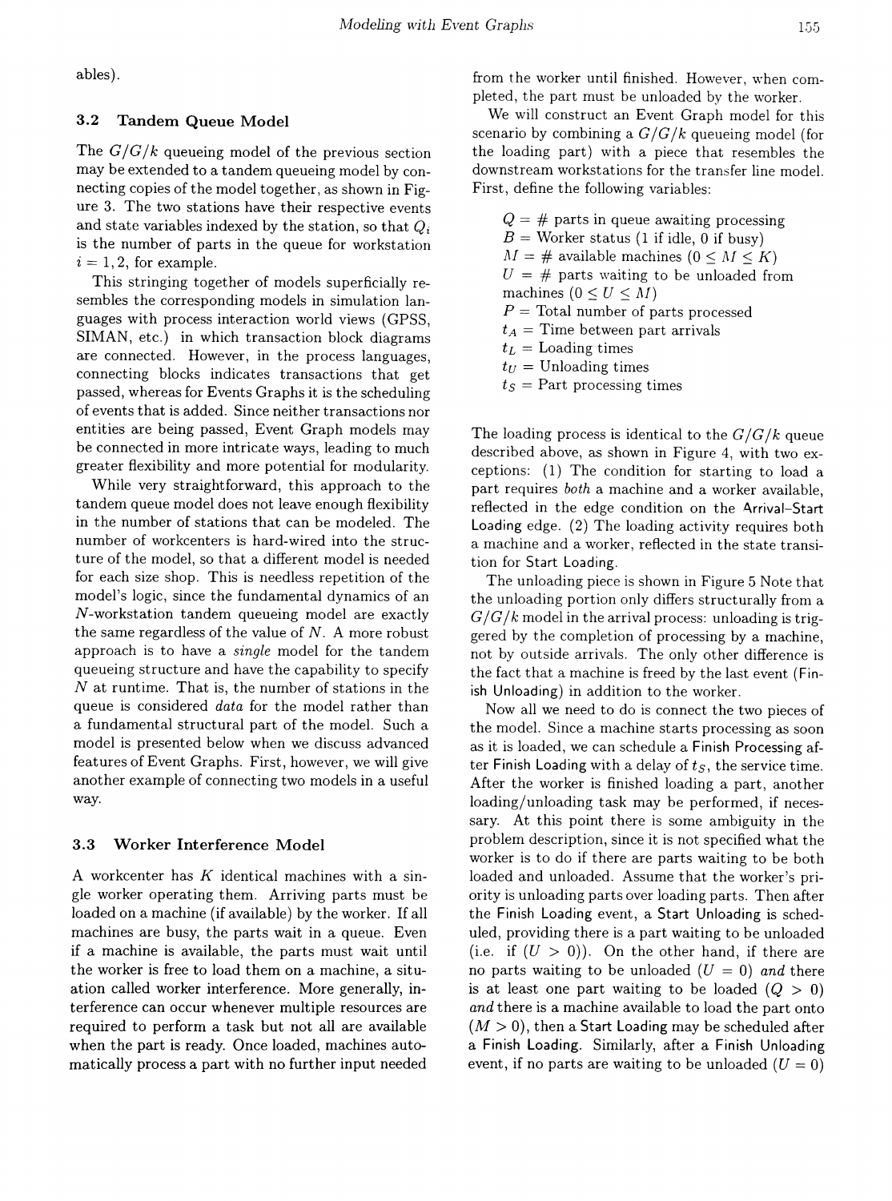ables).

### 3.2 Tandem Queue Model

The $G/G/k$ queueing model of the previous section may be extended to a tandem queueing model by connecting copies of the model together, as shown in Figure 3. The two stations have their respective events and state variables indexed by the station, so that $Q_i$ is the number of parts in the queue for workstation $i = 1, 2$, for example.

This stringing together of models superficially resembles the corresponding models in simulation languages with process interaction world views (GPSS, SIMAN, etc.) in which transaction block diagrams are connected. However, in the process languages, connecting blocks indicates transactions that get passed, whereas for Events Graphs it is the scheduling of events that is added. Since neither transactions nor entities are being passed, Event Graph models may be connected in more intricate ways, leading to much greater flexibility and more potential for modularity.

While very straightforward, this approach to the tandem queue model does not leave enough flexibility in the number of stations that can be modeled. The number of workcenters is hard-wired into the structure of the model, so that a different model is needed for each size shop. This is needless repetition of the model's logic, since the fundamental dynamics of an $N$-workstation tandem queueing model are exactly the same regardless of the value of $N$. A more robust approach is to have a *single* model for the tandem queueing structure and have the capability to specify $N$ at runtime. That is, the number of stations in the queue is considered *data* for the model rather than a fundamental structural part of the model. Such a model is presented below when we discuss advanced features of Event Graphs. First, however, we will give another example of connecting two models in a useful way.

### 3.3 Worker Interference Model

A workcenter has $K$ identical machines with a single worker operating them. Arriving parts must be loaded on a machine (if available) by the worker. If all machines are busy, the parts wait in a queue. Even if a machine is available, the parts must wait until the worker is free to load them on a machine, a situation called worker interference. More generally, interference can occur whenever multiple resources are required to perform a task but not all are available when the part is ready. Once loaded, machines automatically process a part with no further input needed from the worker until finished. However, when completed, the part must be unloaded by the worker.

We will construct an Event Graph model for this scenario by combining a $G/G/k$ queueing model (for the loading part) with a piece that resembles the downstream workstations for the transfer line model. First, define the following variables:

- $Q$ = # parts in queue awaiting processing
- $B$ = Worker status (1 if idle, 0 if busy)
- $M$ = # available machines ($0 \le M \le K$)
- $U$ = # parts waiting to be unloaded from machines ($0 \le U \le M$)
- $P$ = Total number of parts processed
- $t_A$ = Time between part arrivals
- $t_L$ = Loading times
- $t_U$ = Unloading times
- $t_S$ = Part processing times

The loading process is identical to the $G/G/k$ queue described above, as shown in Figure 4, with two exceptions: (1) The condition for starting to load a part requires *both* a machine and a worker available, reflected in the edge condition on the Arrival–Start Loading edge. (2) The loading activity requires both a machine and a worker, reflected in the state transition for Start Loading.

The unloading piece is shown in Figure 5 Note that the unloading portion only differs structurally from a $G/G/k$ model in the arrival process: unloading is triggered by the completion of processing by a machine, not by outside arrivals. The only other difference is the fact that a machine is freed by the last event (Finish Unloading) in addition to the worker.

Now all we need to do is connect the two pieces of the model. Since a machine starts processing as soon as it is loaded, we can schedule a Finish Processing after Finish Loading with a delay of $t_S$, the service time. After the worker is finished loading a part, another loading/unloading task may be performed, if necessary. At this point there is some ambiguity in the problem description, since it is not specified what the worker is to do if there are parts waiting to be both loaded and unloaded. Assume that the worker's priority is unloading parts over loading parts. Then after the Finish Loading event, a Start Unloading is scheduled, providing there is a part waiting to be unloaded (i.e. if $(U > 0)$). On the other hand, if there are no parts waiting to be unloaded $(U = 0)$ *and* there is at least one part waiting to be loaded $(Q > 0)$ *and* there is a machine available to load the part onto $(M > 0)$, then a Start Loading may be scheduled after a Finish Loading. Similarly, after a Finish Unloading event, if no parts are waiting to be unloaded $(U = 0)$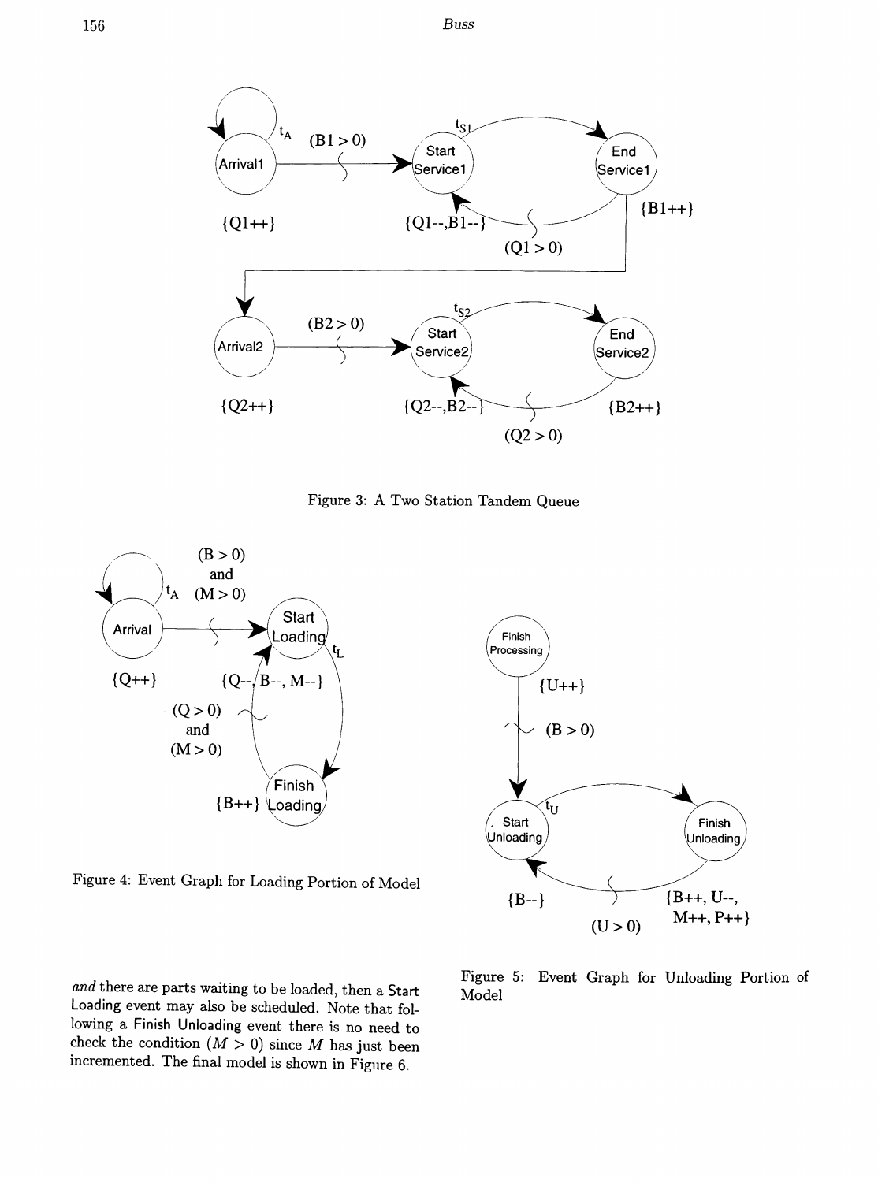Figure 3: A Two Station Tandem Queue

Figure 4: Event Graph for Loading Portion of Model

Figure 5: Event Graph for Unloading Portion of Model

*and* there are parts waiting to be loaded, then a Start Loading event may also be scheduled. Note that following a Finish Unloading event there is no need to check the condition $(M > 0)$ since $M$ has just been incremented. The final model is shown in Figure 6.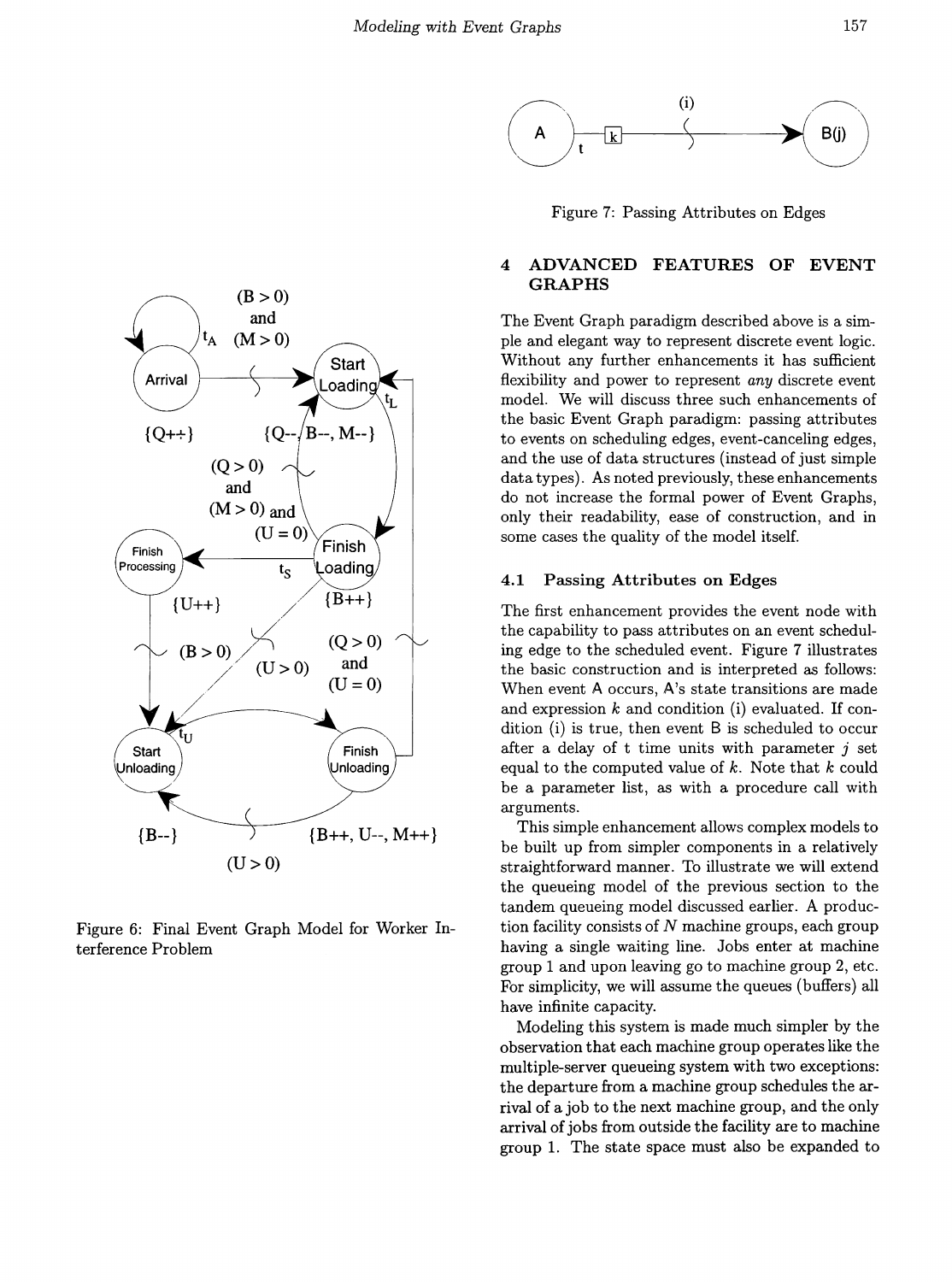Figure 6: Final Event Graph Model for Worker Interference Problem

Figure 7: Passing Attributes on Edges

## 4 ADVANCED FEATURES OF EVENT GRAPHS

The Event Graph paradigm described above is a simple and elegant way to represent discrete event logic. Without any further enhancements it has sufficient flexibility and power to represent *any* discrete event model. We will discuss three such enhancements of the basic Event Graph paradigm: passing attributes to events on scheduling edges, event-canceling edges, and the use of data structures (instead of just simple data types). As noted previously, these enhancements do not increase the formal power of Event Graphs, only their readability, ease of construction, and in some cases the quality of the model itself.

### 4.1 Passing Attributes on Edges

The first enhancement provides the event node with the capability to pass attributes on an event scheduling edge to the scheduled event. Figure 7 illustrates the basic construction and is interpreted as follows: When event A occurs, A's state transitions are made and expression $k$ and condition (i) evaluated. If condition (i) is true, then event B is scheduled to occur after a delay of t time units with parameter $j$ set equal to the computed value of $k$. Note that $k$ could be a parameter list, as with a procedure call with arguments.

This simple enhancement allows complex models to be built up from simpler components in a relatively straightforward manner. To illustrate we will extend the queueing model of the previous section to the tandem queueing model discussed earlier. A production facility consists of $N$ machine groups, each group having a single waiting line. Jobs enter at machine group 1 and upon leaving go to machine group 2, etc. For simplicity, we will assume the queues (buffers) all have infinite capacity.

Modeling this system is made much simpler by the observation that each machine group operates like the multiple-server queueing system with two exceptions: the departure from a machine group schedules the arrival of a job to the next machine group, and the only arrival of jobs from outside the facility are to machine group 1. The state space must also be expanded to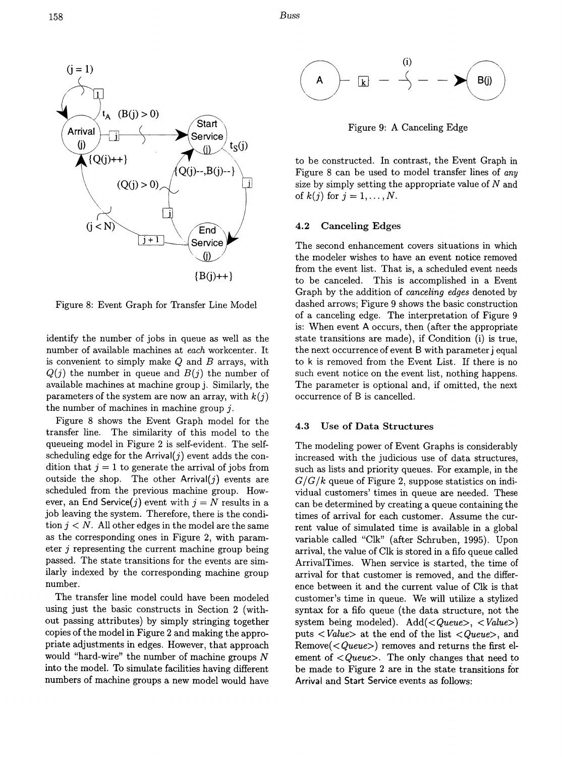Figure 8: Event Graph for Transfer Line Model

identify the number of jobs in queue as well as the number of available machines at *each* workcenter. It is convenient to simply make $Q$ and $B$ arrays, with $Q(j)$ the number in queue and $B(j)$ the number of available machines at machine group j. Similarly, the parameters of the system are now an array, with $k(j)$ the number of machines in machine group $j$.

Figure 8 shows the Event Graph model for the transfer line. The similarity of this model to the queueing model in Figure 2 is self-evident. The self-scheduling edge for the Arrival($j$) event adds the condition that $j = 1$ to generate the arrival of jobs from outside the shop. The other Arrival($j$) events are scheduled from the previous machine group. However, an End Service($j$) event with $j = N$ results in a job leaving the system. Therefore, there is the condition $j < N$. All other edges in the model are the same as the corresponding ones in Figure 2, with parameter $j$ representing the current machine group being passed. The state transitions for the events are similarly indexed by the corresponding machine group number.

The transfer line model could have been modeled using just the basic constructs in Section 2 (without passing attributes) by simply stringing together copies of the model in Figure 2 and making the appropriate adjustments in edges. However, that approach would "hard-wire" the number of machine groups $N$ into the model. To simulate facilities having different numbers of machine groups a new model would have to be constructed. In contrast, the Event Graph in Figure 8 can be used to model transfer lines of *any* size by simply setting the appropriate value of $N$ and of $k(j)$ for $j = 1, \ldots, N$.

Figure 9: A Canceling Edge

### 4.2 Canceling Edges

The second enhancement covers situations in which the modeler wishes to have an event notice removed from the event list. That is, a scheduled event needs to be canceled. This is accomplished in a Event Graph by the addition of *canceling edges* denoted by dashed arrows; Figure 9 shows the basic construction of a canceling edge. The interpretation of Figure 9 is: When event A occurs, then (after the appropriate state transitions are made), if Condition (i) is true, the next occurrence of event B with parameter j equal to k is removed from the Event List. If there is no such event notice on the event list, nothing happens. The parameter is optional and, if omitted, the next occurrence of B is cancelled.

### 4.3 Use of Data Structures

The modeling power of Event Graphs is considerably increased with the judicious use of data structures, such as lists and priority queues. For example, in the $G/G/k$ queue of Figure 2, suppose statistics on individual customers' times in queue are needed. These can be determined by creating a queue containing the times of arrival for each customer. Assume the current value of simulated time is available in a global variable called "Clk" (after Schruben, 1995). Upon arrival, the value of Clk is stored in a fifo queue called ArrivalTimes. When service is started, the time of arrival for that customer is removed, and the difference between it and the current value of Clk is that customer's time in queue. We will utilize a stylized syntax for a fifo queue (the data structure, not the system being modeled). Add(<*Queue*>, <*Value*>) puts <*Value*> at the end of the list <*Queue*>, and Remove(<*Queue*>) removes and returns the first element of <*Queue*>. The only changes that need to be made to Figure 2 are in the state transitions for Arrival and Start Service events as follows: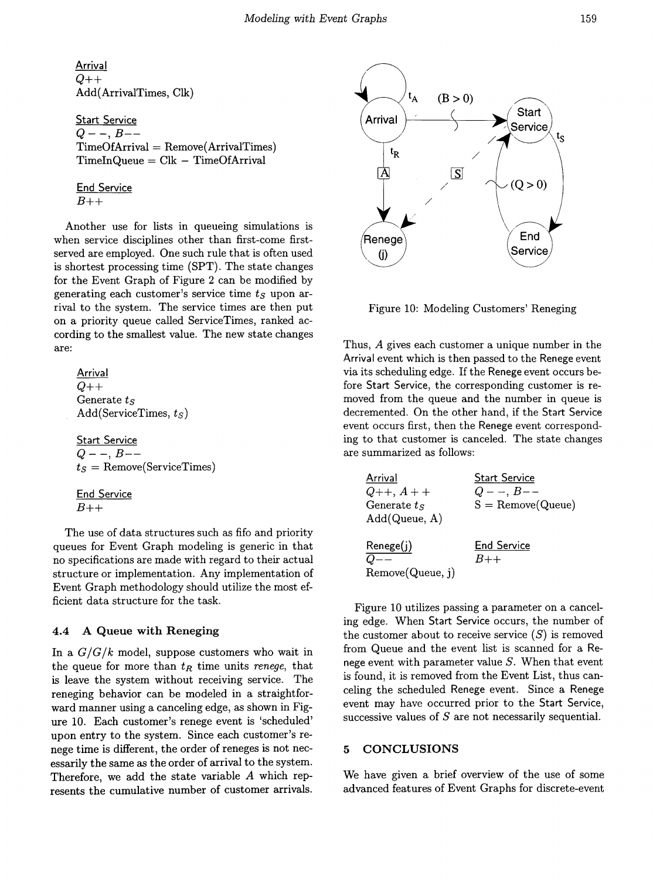Arrival
$Q{+}{+}$
Add(ArrivalTimes, Clk)

Start Service
$Q{-}{-}$, $B{-}{-}$
TimeOfArrival = Remove(ArrivalTimes)
TimeInQueue = Clk − TimeOfArrival

End Service
$B{+}{+}$

Another use for lists in queueing simulations is when service disciplines other than first-come first-served are employed. One such rule that is often used is shortest processing time (SPT). The state changes for the Event Graph of Figure 2 can be modified by generating each customer's service time $t_S$ upon arrival to the system. The service times are then put on a priority queue called ServiceTimes, ranked according to the smallest value. The new state changes are:

Arrival
$Q{+}{+}$
Generate $t_S$
Add(ServiceTimes, $t_S$)

Start Service
$Q{-}{-}$, $B{-}{-}$
$t_S$ = Remove(ServiceTimes)

End Service
$B{+}{+}$

The use of data structures such as fifo and priority queues for Event Graph modeling is generic in that no specifications are made with regard to their actual structure or implementation. Any implementation of Event Graph methodology should utilize the most efficient data structure for the task.

### 4.4 A Queue with Reneging

In a $G/G/k$ model, suppose customers who wait in the queue for more than $t_R$ time units *renege*, that is leave the system without receiving service. The reneging behavior can be modeled in a straightforward manner using a canceling edge, as shown in Figure 10. Each customer's renege event is 'scheduled' upon entry to the system. Since each customer's renege time is different, the order of reneges is not necessarily the same as the order of arrival to the system. Therefore, we add the state variable $A$ which represents the cumulative number of customer arrivals.

Figure 10: Modeling Customers' Reneging

Thus, $A$ gives each customer a unique number in the Arrival event which is then passed to the Renege event via its scheduling edge. If the Renege event occurs before Start Service, the corresponding customer is removed from the queue and the number in queue is decremented. On the other hand, if the Start Service event occurs first, then the Renege event corresponding to that customer is canceled. The state changes are summarized as follows:

| Arrival | Start Service |
|---|---|
| $Q{+}{+}$, $A{+}{+}$ | $Q{-}{-}$, $B{-}{-}$ |
| Generate $t_S$ | S = Remove(Queue) |
| Add(Queue, A) | |
| **Renege(j)** | **End Service** |
| $Q{-}{-}$ | $B{+}{+}$ |
| Remove(Queue, j) | |

Figure 10 utilizes passing a parameter on a canceling edge. When Start Service occurs, the number of the customer about to receive service ($S$) is removed from Queue and the event list is scanned for a Renege event with parameter value $S$. When that event is found, it is removed from the Event List, thus canceling the scheduled Renege event. Since a Renege event may have occurred prior to the Start Service, successive values of $S$ are not necessarily sequential.

## 5 CONCLUSIONS

We have given a brief overview of the use of some advanced features of Event Graphs for discrete-event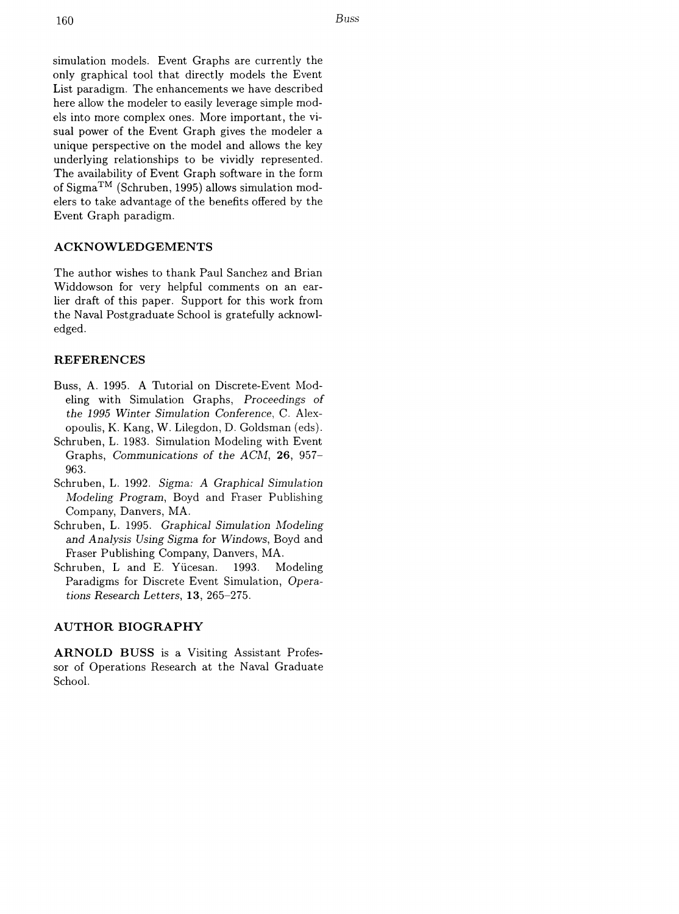simulation models. Event Graphs are currently the only graphical tool that directly models the Event List paradigm. The enhancements we have described here allow the modeler to easily leverage simple models into more complex ones. More important, the visual power of the Event Graph gives the modeler a unique perspective on the model and allows the key underlying relationships to be vividly represented. The availability of Event Graph software in the form of Sigma$^{TM}$ (Schruben, 1995) allows simulation modelers to take advantage of the benefits offered by the Event Graph paradigm.

## ACKNOWLEDGEMENTS

The author wishes to thank Paul Sanchez and Brian Widdowson for very helpful comments on an earlier draft of this paper. Support for this work from the Naval Postgraduate School is gratefully acknowledged.

## REFERENCES

Buss, A. 1995. A Tutorial on Discrete-Event Modeling with Simulation Graphs, *Proceedings of the 1995 Winter Simulation Conference*, C. Alexopoulis, K. Kang, W. Lilegdon, D. Goldsman (eds).

Schruben, L. 1983. Simulation Modeling with Event Graphs, *Communications of the ACM*, **26**, 957–963.

Schruben, L. 1992. *Sigma: A Graphical Simulation Modeling Program*, Boyd and Fraser Publishing Company, Danvers, MA.

Schruben, L. 1995. *Graphical Simulation Modeling and Analysis Using Sigma for Windows*, Boyd and Fraser Publishing Company, Danvers, MA.

Schruben, L and E. Yücesan. 1993. Modeling Paradigms for Discrete Event Simulation, *Operations Research Letters*, **13**, 265–275.

## AUTHOR BIOGRAPHY

**ARNOLD BUSS** is a Visiting Assistant Professor of Operations Research at the Naval Graduate School.